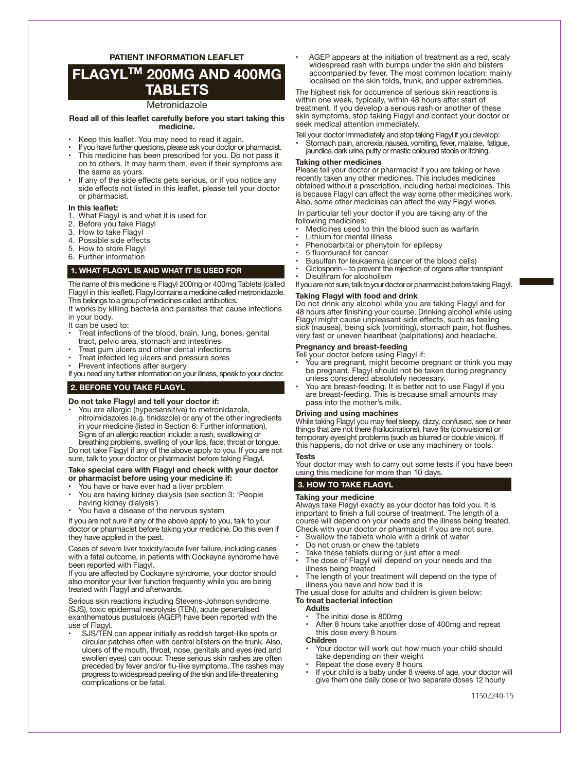**PATIENT INFORMATION LEAFLET**

# FLAGYL™ 200MG AND 400MG TABLETS

Metronidazole

**Read all of this leaflet carefully before you start taking this medicine.**

- Keep this leaflet. You may need to read it again.
- If you have further questions, please ask your doctor or pharmacist.
- This medicine has been prescribed for you. Do not pass it on to others. It may harm them, even if their symptoms are the same as yours.
- If any of the side effects gets serious, or if you notice any side effects not listed in this leaflet, please tell your doctor or pharmacist.

**In this leaflet:**

1. What Flagyl is and what it is used for
2. Before you take Flagyl
3. How to take Flagyl
4. Possible side effects
5. How to store Flagyl
6. Further information

## 1. WHAT FLAGYL IS AND WHAT IT IS USED FOR

The name of this medicine is Flagyl 200mg or 400mg Tablets (called Flagyl in this leaflet). Flagyl contains a medicine called metronidazole. This belongs to a group of medicines called antibiotics.

It works by killing bacteria and parasites that cause infections in your body.

It can be used to:

- Treat infections of the blood, brain, lung, bones, genital tract, pelvic area, stomach and intestines
- Treat gum ulcers and other dental infections
- Treat infected leg ulcers and pressure sores
- Prevent infections after surgery

If you need any further information on your illness, speak to your doctor.

## 2. BEFORE YOU TAKE FLAGYL

**Do not take Flagyl and tell your doctor if:**

- You are allergic (hypersensitive) to metronidazole, nitroimidazoles (e.g. tinidazole) or any of the other ingredients in your medicine (listed in Section 6: Further information). Signs of an allergic reaction include: a rash, swallowing or breathing problems, swelling of your lips, face, throat or tongue.

Do not take Flagyl if any of the above apply to you. If you are not sure, talk to your doctor or pharmacist before taking Flagyl.

**Take special care with Flagyl and check with your doctor or pharmacist before using your medicine if:**

- You have or have ever had a liver problem
- You are having kidney dialysis (see section 3: 'People having kidney dialysis')
- You have a disease of the nervous system

If you are not sure if any of the above apply to you, talk to your doctor or pharmacist before taking your medicine. Do this even if they have applied in the past.

Cases of severe liver toxicity/acute liver failure, including cases with a fatal outcome, in patients with Cockayne syndrome have been reported with Flagyl.

If you are affected by Cockayne syndrome, your doctor should also monitor your liver function frequently while you are being treated with Flagyl and afterwards.

Serious skin reactions including Stevens-Johnson syndrome (SJS), toxic epidermal necrolysis (TEN), acute generalised exanthematous pustulosis (AGEP) have been reported with the use of Flagyl.

- SJS/TEN can appear initially as reddish target-like spots or circular patches often with central blisters on the trunk. Also, ulcers of the mouth, throat, nose, genitals and eyes (red and swollen eyes) can occur. These serious skin rashes are often preceded by fever and/or flu-like symptoms. The rashes may progress to widespread peeling of the skin and life-threatening complications or be fatal.
- AGEP appears at the initiation of treatment as a red, scaly widespread rash with bumps under the skin and blisters accompanied by fever. The most common location: mainly localised on the skin folds, trunk, and upper extremities.

The highest risk for occurrence of serious skin reactions is within one week, typically, within 48 hours after start of treatment. If you develop a serious rash or another of these skin symptoms, stop taking Flagyl and contact your doctor or seek medical attention immediately.

Tell your doctor immediately and stop taking Flagyl if you develop:

- Stomach pain, anorexia, nausea, vomiting, fever, malaise, fatigue, jaundice, dark urine, putty or mastic coloured stools or itching.

**Taking other medicines**

Please tell your doctor or pharmacist if you are taking or have recently taken any other medicines. This includes medicines obtained without a prescription, including herbal medicines. This is because Flagyl can affect the way some other medicines work. Also, some other medicines can affect the way Flagyl works.

In particular tell your doctor if you are taking any of the following medicines:

- Medicines used to thin the blood such as warfarin
- Lithium for mental illness
- Phenobarbital or phenytoin for epilepsy
- 5 fluorouracil for cancer
- Busulfan for leukaemia (cancer of the blood cells)
- Ciclosporin – to prevent the rejection of organs after transplant
- Disulfiram for alcoholism

If you are not sure, talk to your doctor or pharmacist before taking Flagyl.

**Taking Flagyl with food and drink**

Do not drink any alcohol while you are taking Flagyl and for 48 hours after finishing your course. Drinking alcohol while using Flagyl might cause unpleasant side effects, such as feeling sick (nausea), being sick (vomiting), stomach pain, hot flushes, very fast or uneven heartbeat (palpitations) and headache.

**Pregnancy and breast-feeding**

Tell your doctor before using Flagyl if:

- You are pregnant, might become pregnant or think you may be pregnant. Flagyl should not be taken during pregnancy unless considered absolutely necessary.
- You are breast-feeding. It is better not to use Flagyl if you are breast-feeding. This is because small amounts may pass into the mother's milk.

**Driving and using machines**

While taking Flagyl you may feel sleepy, dizzy, confused, see or hear things that are not there (hallucinations), have fits (convulsions) or temporary eyesight problems (such as blurred or double vision). If this happens, do not drive or use any machinery or tools.

**Tests**

Your doctor may wish to carry out some tests if you have been using this medicine for more than 10 days.

## 3. HOW TO TAKE FLAGYL

**Taking your medicine**

Always take Flagyl exactly as your doctor has told you. It is important to finish a full course of treatment. The length of a course will depend on your needs and the illness being treated. Check with your doctor or pharmacist if you are not sure.

- Swallow the tablets whole with a drink of water
- Do not crush or chew the tablets
- Take these tablets during or just after a meal
- The dose of Flagyl will depend on your needs and the illness being treated
- The length of your treatment will depend on the type of illness you have and how bad it is

The usual dose for adults and children is given below:

**To treat bacterial infection**

**Adults**

- The initial dose is 800mg
- After 8 hours take another dose of 400mg and repeat this dose every 8 hours

**Children**

- Your doctor will work out how much your child should take depending on their weight
- Repeat the dose every 8 hours
- If your child is a baby under 8 weeks of age, your doctor will give them one daily dose or two separate doses 12 hourly

11502240-15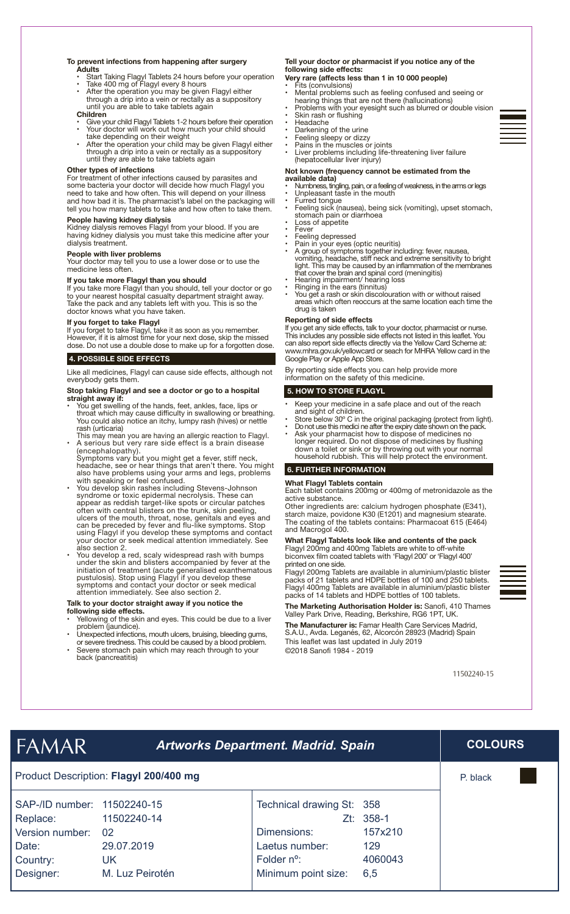**To prevent infections from happening after surgery**

**Adults**

- Start Taking Flagyl Tablets 24 hours before your operation
- Take 400 mg of Flagyl every 8 hours
- After the operation you may be given Flagyl either through a drip into a vein or rectally as a suppository until you are able to take tablets again

**Children**

- Give your child Flagyl Tablets 1-2 hours before their operation
- Your doctor will work out how much your child should take depending on their weight
- After the operation your child may be given Flagyl either through a drip into a vein or rectally as a suppository until they are able to take tablets again

**Other types of infections**

For treatment of other infections caused by parasites and some bacteria your doctor will decide how much Flagyl you need to take and how often. This will depend on your illness and how bad it is. The pharmacist's label on the packaging will tell you how many tablets to take and how often to take them.

**People having kidney dialysis**

Kidney dialysis removes Flagyl from your blood. If you are having kidney dialysis you must take this medicine after your dialysis treatment.

**People with liver problems**

Your doctor may tell you to use a lower dose or to use the medicine less often.

**If you take more Flagyl than you should**

If you take more Flagyl than you should, tell your doctor or go to your nearest hospital casualty department straight away. Take the pack and any tablets left with you. This is so the doctor knows what you have taken.

**If you forget to take Flagyl**

If you forget to take Flagyl, take it as soon as you remember. However, if it is almost time for your next dose, skip the missed dose. Do not use a double dose to make up for a forgotten dose.

## 4. POSSIBLE SIDE EFFECTS

Like all medicines, Flagyl can cause side effects, although not everybody gets them.

**Stop taking Flagyl and see a doctor or go to a hospital straight away if:**

- You get swelling of the hands, feet, ankles, face, lips or throat which may cause difficulty in swallowing or breathing. You could also notice an itchy, lumpy rash (hives) or nettle rash (urticaria)
  This may mean you are having an allergic reaction to Flagyl.
- A serious but very rare side effect is a brain disease (encephalopathy).
  Symptoms vary but you might get a fever, stiff neck, headache, see or hear things that aren't there. You might also have problems using your arms and legs, problems with speaking or feel confused.
- You develop skin rashes including Stevens-Johnson syndrome or toxic epidermal necrolysis. These can appear as reddish target-like spots or circular patches often with central blisters on the trunk, skin peeling, ulcers of the mouth, throat, nose, genitals and eyes and can be preceded by fever and flu-like symptoms. Stop using Flagyl if you develop these symptoms and contact your doctor or seek medical attention immediately. See also section 2.
- You develop a red, scaly widespread rash with bumps under the skin and blisters accompanied by fever at the initiation of treatment (acute generalised exanthematous pustulosis). Stop using Flagyl if you develop these symptoms and contact your doctor or seek medical attention immediately. See also section 2.

**Talk to your doctor straight away if you notice the following side effects.**

- Yellowing of the skin and eyes. This could be due to a liver problem (jaundice).
- Unexpected infections, mouth ulcers, bruising, bleeding gums, or severe tiredness. This could be caused by a blood problem.
- Severe stomach pain which may reach through to your back (pancreatitis)

**Tell your doctor or pharmacist if you notice any of the following side effects:**

**Very rare (affects less than 1 in 10 000 people)**

- Fits (convulsions)
- Mental problems such as feeling confused and seeing or hearing things that are not there (hallucinations)
- Problems with your eyesight such as blurred or double vision
- Skin rash or flushing
- Headache
- Darkening of the urine
- Feeling sleepy or dizzy
- Pains in the muscles or joints
- Liver problems including life-threatening liver failure (hepatocellular liver injury)

**Not known (frequency cannot be estimated from the available data)**

- Numbness, tingling, pain, or a feeling of weakness, in the arms or legs
- Unpleasant taste in the mouth
- Furred tongue
- Feeling sick (nausea), being sick (vomiting), upset stomach, stomach pain or diarrhoea
- Loss of appetite
- Fever
- Feeling depressed
- Pain in your eyes (optic neuritis)
- A group of symptoms together including: fever, nausea, vomiting, headache, stiff neck and extreme sensitivity to bright light. This may be caused by an inflammation of the membranes that cover the brain and spinal cord (meningitis)
- Hearing impairment/ hearing loss
- Ringing in the ears (tinnitus)
- You get a rash or skin discolouration with or without raised areas which often reoccurs at the same location each time the drug is taken

**Reporting of side effects**

If you get any side effects, talk to your doctor, pharmacist or nurse. This includes any possible side effects not listed in this leaflet. You can also report side effects directly via the Yellow Card Scheme at: www.mhra.gov.uk/yellowcard or seach for MHRA Yellow card in the Google Play or Apple App Store.

By reporting side effects you can help provide more information on the safety of this medicine.

## 5. HOW TO STORE FLAGYL

- Keep your medicine in a safe place and out of the reach and sight of children.
- Store below 30° C in the original packaging (protect from light).
- Do not use this medici ne after the expiry date shown on the pack.
- Ask your pharmacist how to dispose of medicines no longer required. Do not dispose of medicines by flushing down a toilet or sink or by throwing out with your normal household rubbish. This will help protect the environment.

## 6. FURTHER INFORMATION

**What Flagyl Tablets contain**

Each tablet contains 200mg or 400mg of metronidazole as the active substance.

Other ingredients are: calcium hydrogen phosphate (E341), starch maize, povidone K30 (E1201) and magnesium stearate. The coating of the tablets contains: Pharmacoat 615 (E464) and Macrogol 400.

**What Flagyl Tablets look like and contents of the pack**

Flagyl 200mg and 400mg Tablets are white to off-white biconvex film coated tablets with 'Flagyl 200' or 'Flagyl 400' printed on one side.

Flagyl 200mg Tablets are available in aluminium/plastic blister packs of 21 tablets and HDPE bottles of 100 and 250 tablets. Flagyl 400mg Tablets are available in aluminium/plastic blister packs of 14 tablets and HDPE bottles of 100 tablets.

**The Marketing Authorisation Holder is:** Sanofi, 410 Thames Valley Park Drive, Reading, Berkshire, RG6 1PT, UK.

**The Manufacturer is:** Famar Health Care Services Madrid, S.A.U., Avda. Leganés, 62, Alcorcón 28923 (Madrid) Spain

This leaflet was last updated in July 2019

©2018 Sanofi 1984 - 2019

11502240-15

| FAMAR | Artworks Department. Madrid. Spain | | | COLOURS |
|---|---|---|---|---|
| Product Description: **Flagyl 200/400 mg** | | | | P. black |
| SAP-/ID number: | 11502240-15 | Technical drawing St: | 358 | |
| | | Zt: | 358-1 | |
| Replace: | 11502240-14 | | | |
| Version number: | 02 | Dimensions: | 157x210 | |
| Date: | 29.07.2019 | Laetus number: | 129 | |
| Country: | UK | Folder nº: | 4060043 | |
| Designer: | M. Luz Peirotén | Minimum point size: | 6,5 | |